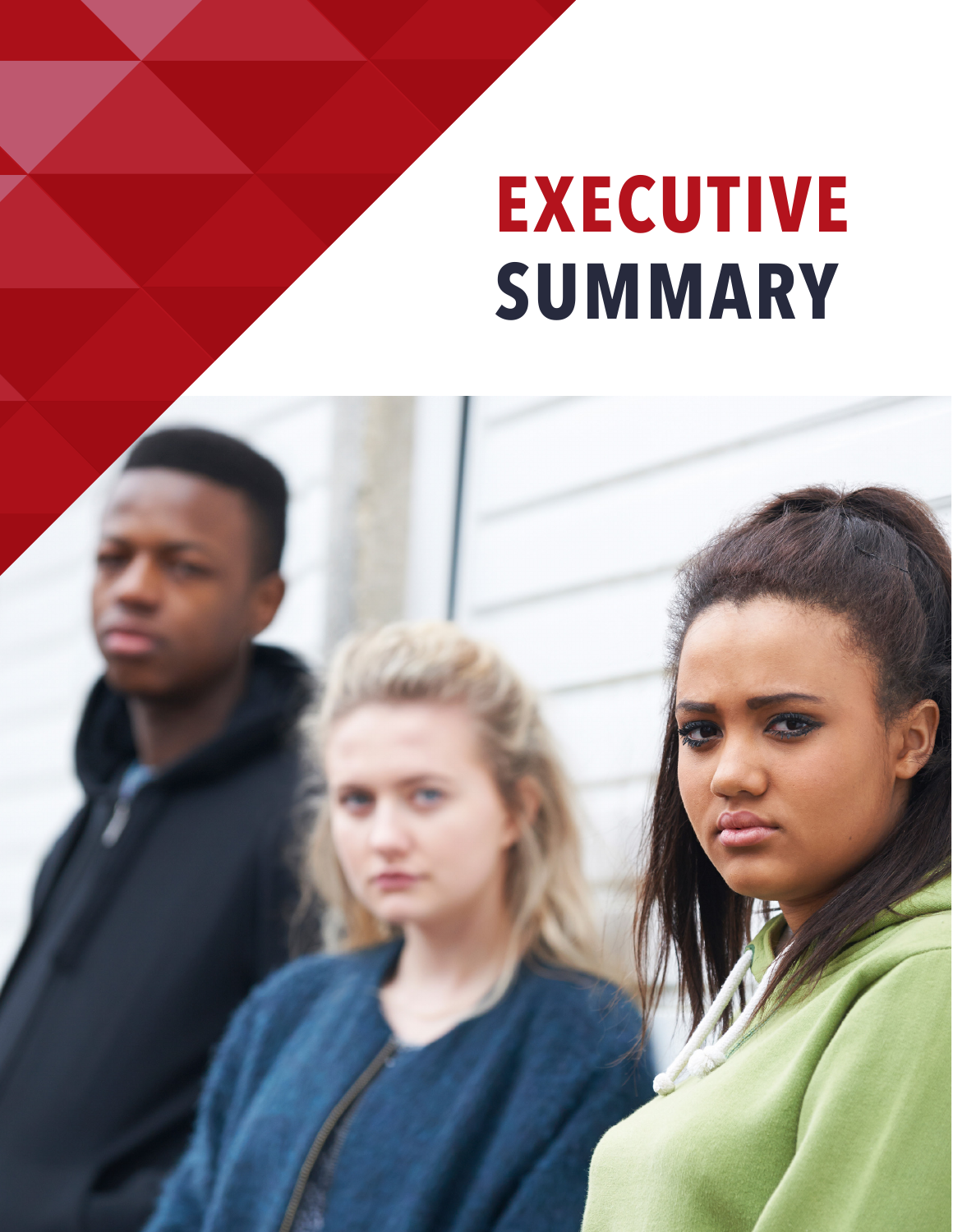# EXECUTIVE SUMMARY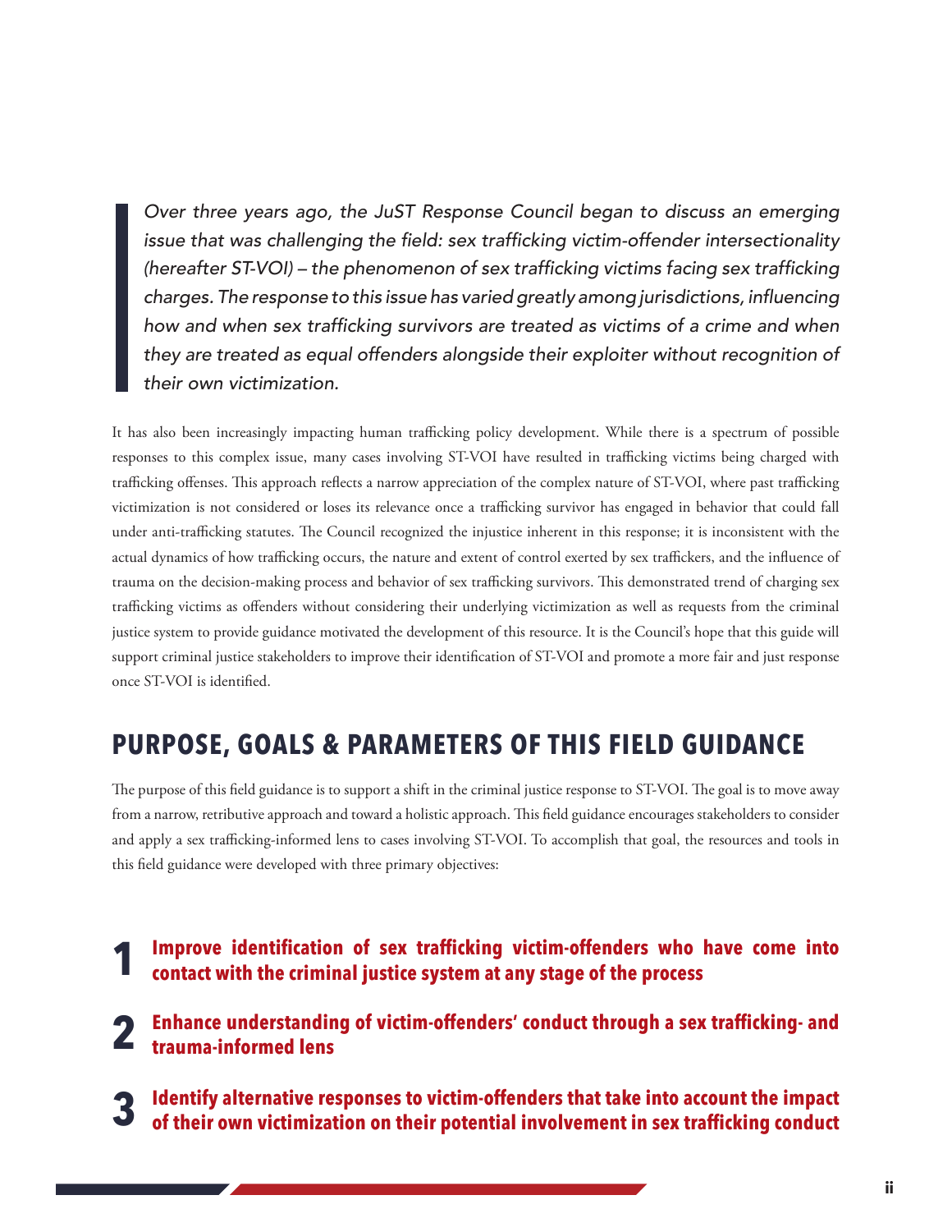*Over three years ago, the JuST Response Council began to discuss an emerging issue that was challenging the field: sex trafficking victim-offender intersectionality (hereafter ST-VOI) – the phenomenon of sex trafficking victims facing sex trafficking charges. The response to this issue has varied greatly among jurisdictions, influencing how and when sex trafficking survivors are treated as victims of a crime and when they are treated as equal offenders alongside their exploiter without recognition of their own victimization.*

It has also been increasingly impacting human trafficking policy development. While there is a spectrum of possible responses to this complex issue, many cases involving ST-VOI have resulted in trafficking victims being charged with trafficking offenses. This approach reflects a narrow appreciation of the complex nature of ST-VOI, where past trafficking victimization is not considered or loses its relevance once a trafficking survivor has engaged in behavior that could fall under anti-trafficking statutes. The Council recognized the injustice inherent in this response; it is inconsistent with the actual dynamics of how trafficking occurs, the nature and extent of control exerted by sex traffickers, and the influence of trauma on the decision-making process and behavior of sex trafficking survivors. This demonstrated trend of charging sex trafficking victims as offenders without considering their underlying victimization as well as requests from the criminal justice system to provide guidance motivated the development of this resource. It is the Council's hope that this guide will support criminal justice stakeholders to improve their identification of ST-VOI and promote a more fair and just response once ST-VOI is identified.

## PURPOSE, GOALS & PARAMETERS OF THIS FIELD GUIDANCE

The purpose of this field guidance is to support a shift in the criminal justice response to ST-VOI. The goal is to move away from a narrow, retributive approach and toward a holistic approach. This field guidance encourages stakeholders to consider and apply a sex trafficking-informed lens to cases involving ST-VOI. To accomplish that goal, the resources and tools in this field guidance were developed with three primary objectives:

1. **Improve identification of sex trafficking victim-offenders who have come into contact with the criminal justice system at any stage of the process**
2. **Enhance understanding of victim-offenders' conduct through a sex trafficking- and trauma-informed lens**
3. **Identify alternative responses to victim-offenders that take into account the impact of their own victimization on their potential involvement in sex trafficking conduct**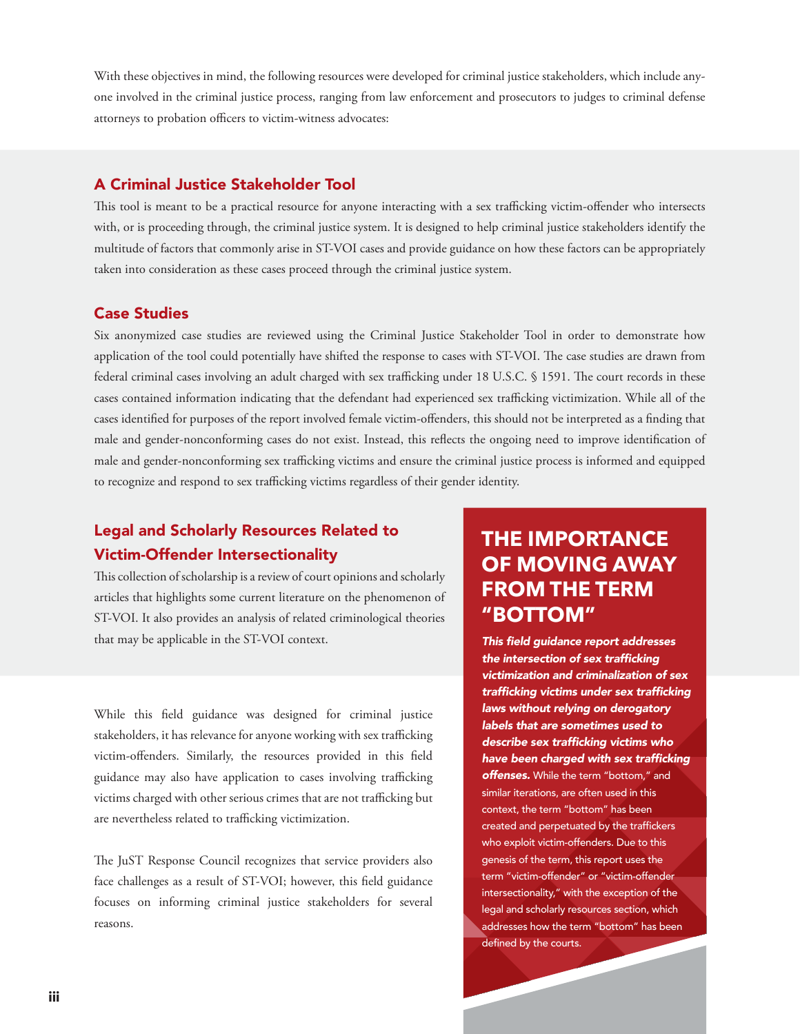With these objectives in mind, the following resources were developed for criminal justice stakeholders, which include anyone involved in the criminal justice process, ranging from law enforcement and prosecutors to judges to criminal defense attorneys to probation officers to victim-witness advocates:

### A Criminal Justice Stakeholder Tool

This tool is meant to be a practical resource for anyone interacting with a sex trafficking victim-offender who intersects with, or is proceeding through, the criminal justice system. It is designed to help criminal justice stakeholders identify the multitude of factors that commonly arise in ST-VOI cases and provide guidance on how these factors can be appropriately taken into consideration as these cases proceed through the criminal justice system.

### Case Studies

Six anonymized case studies are reviewed using the Criminal Justice Stakeholder Tool in order to demonstrate how application of the tool could potentially have shifted the response to cases with ST-VOI. The case studies are drawn from federal criminal cases involving an adult charged with sex trafficking under 18 U.S.C. § 1591. The court records in these cases contained information indicating that the defendant had experienced sex trafficking victimization. While all of the cases identified for purposes of the report involved female victim-offenders, this should not be interpreted as a finding that male and gender-nonconforming cases do not exist. Instead, this reflects the ongoing need to improve identification of male and gender-nonconforming sex trafficking victims and ensure the criminal justice process is informed and equipped to recognize and respond to sex trafficking victims regardless of their gender identity.

### Legal and Scholarly Resources Related to Victim-Offender Intersectionality

This collection of scholarship is a review of court opinions and scholarly articles that highlights some current literature on the phenomenon of ST-VOI. It also provides an analysis of related criminological theories that may be applicable in the ST-VOI context.

While this field guidance was designed for criminal justice stakeholders, it has relevance for anyone working with sex trafficking victim-offenders. Similarly, the resources provided in this field guidance may also have application to cases involving trafficking victims charged with other serious crimes that are not trafficking but are nevertheless related to trafficking victimization.

The JuST Response Council recognizes that service providers also face challenges as a result of ST-VOI; however, this field guidance focuses on informing criminal justice stakeholders for several reasons.

## THE IMPORTANCE OF MOVING AWAY FROM THE TERM "BOTTOM"

***This field guidance report addresses the intersection of sex trafficking victimization and criminalization of sex trafficking victims under sex trafficking laws without relying on derogatory labels that are sometimes used to describe sex trafficking victims who have been charged with sex trafficking offenses.*** While the term "bottom," and similar iterations, are often used in this context, the term "bottom" has been created and perpetuated by the traffickers who exploit victim-offenders. Due to this genesis of the term, this report uses the term "victim-offender" or "victim-offender intersectionality," with the exception of the legal and scholarly resources section, which addresses how the term "bottom" has been defined by the courts.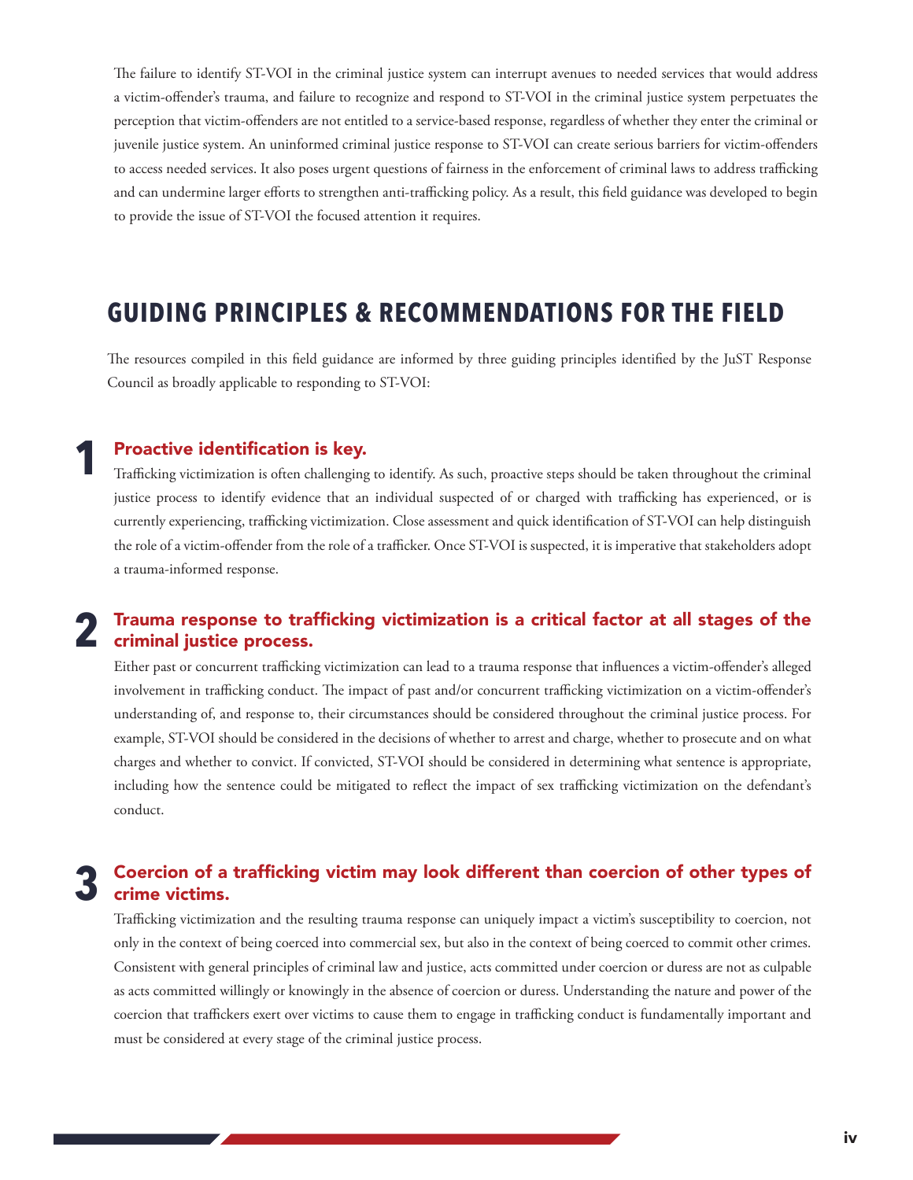The failure to identify ST-VOI in the criminal justice system can interrupt avenues to needed services that would address a victim-offender's trauma, and failure to recognize and respond to ST-VOI in the criminal justice system perpetuates the perception that victim-offenders are not entitled to a service-based response, regardless of whether they enter the criminal or juvenile justice system. An uninformed criminal justice response to ST-VOI can create serious barriers for victim-offenders to access needed services. It also poses urgent questions of fairness in the enforcement of criminal laws to address trafficking and can undermine larger efforts to strengthen anti-trafficking policy. As a result, this field guidance was developed to begin to provide the issue of ST-VOI the focused attention it requires.

## GUIDING PRINCIPLES & RECOMMENDATIONS FOR THE FIELD

The resources compiled in this field guidance are informed by three guiding principles identified by the JuST Response Council as broadly applicable to responding to ST-VOI:

### 1 Proactive identification is key.

Trafficking victimization is often challenging to identify. As such, proactive steps should be taken throughout the criminal justice process to identify evidence that an individual suspected of or charged with trafficking has experienced, or is currently experiencing, trafficking victimization. Close assessment and quick identification of ST-VOI can help distinguish the role of a victim-offender from the role of a trafficker. Once ST-VOI is suspected, it is imperative that stakeholders adopt a trauma-informed response.

### 2 Trauma response to trafficking victimization is a critical factor at all stages of the criminal justice process.

Either past or concurrent trafficking victimization can lead to a trauma response that influences a victim-offender's alleged involvement in trafficking conduct. The impact of past and/or concurrent trafficking victimization on a victim-offender's understanding of, and response to, their circumstances should be considered throughout the criminal justice process. For example, ST-VOI should be considered in the decisions of whether to arrest and charge, whether to prosecute and on what charges and whether to convict. If convicted, ST-VOI should be considered in determining what sentence is appropriate, including how the sentence could be mitigated to reflect the impact of sex trafficking victimization on the defendant's conduct.

### 3 Coercion of a trafficking victim may look different than coercion of other types of crime victims.

Trafficking victimization and the resulting trauma response can uniquely impact a victim's susceptibility to coercion, not only in the context of being coerced into commercial sex, but also in the context of being coerced to commit other crimes. Consistent with general principles of criminal law and justice, acts committed under coercion or duress are not as culpable as acts committed willingly or knowingly in the absence of coercion or duress. Understanding the nature and power of the coercion that traffickers exert over victims to cause them to engage in trafficking conduct is fundamentally important and must be considered at every stage of the criminal justice process.